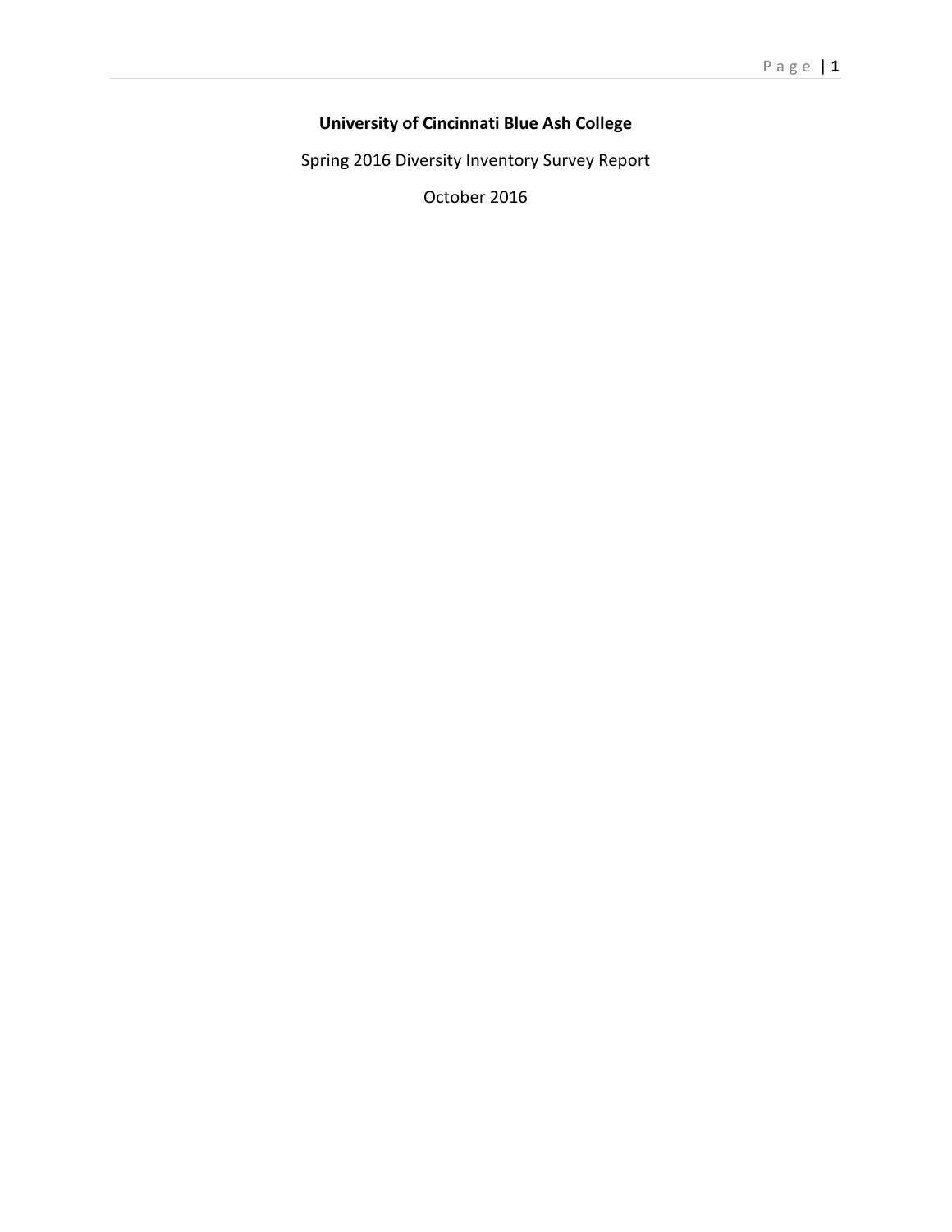# University of Cincinnati Blue Ash College

Spring 2016 Diversity Inventory Survey Report

October 2016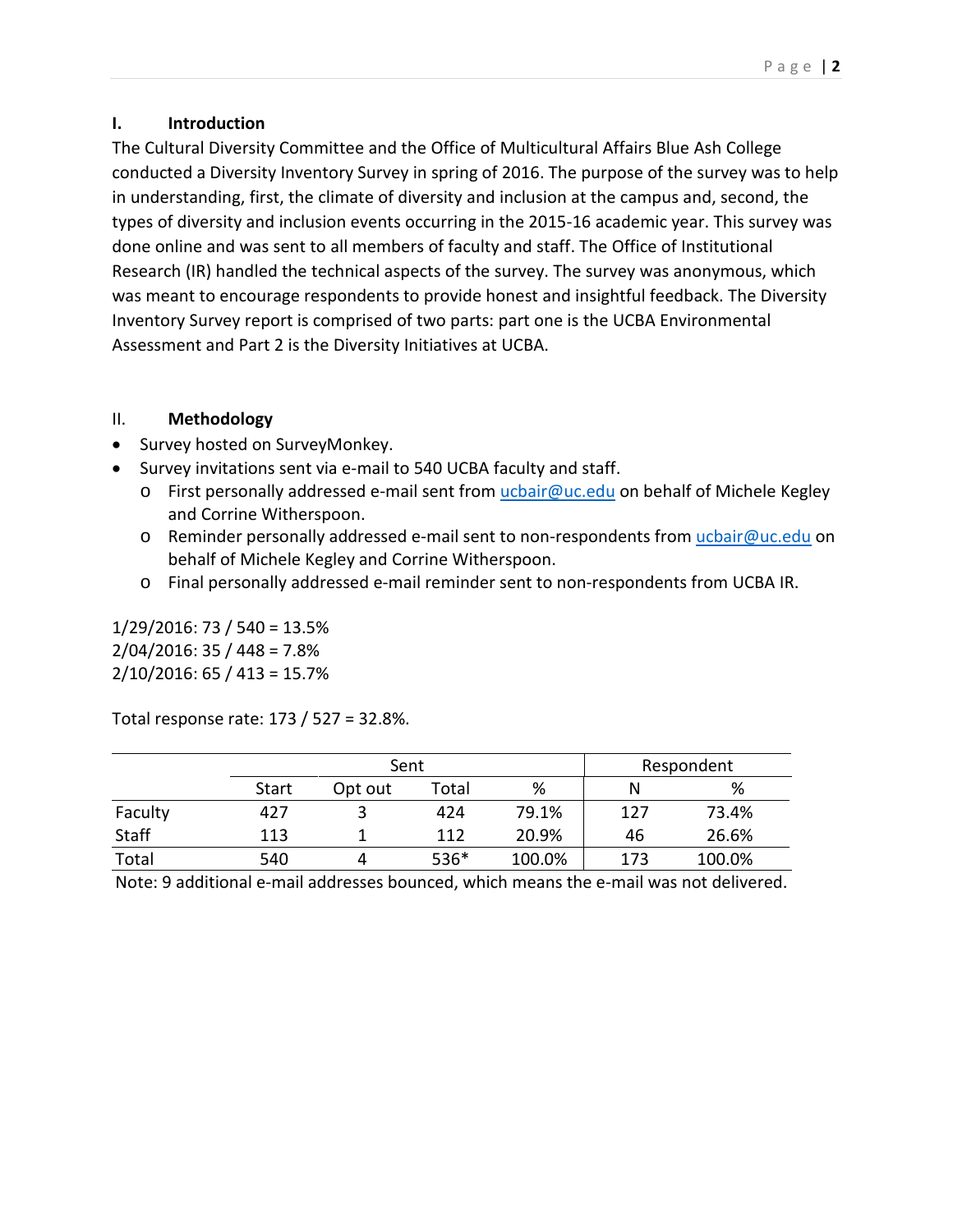## I. Introduction

The Cultural Diversity Committee and the Office of Multicultural Affairs Blue Ash College conducted a Diversity Inventory Survey in spring of 2016. The purpose of the survey was to help in understanding, first, the climate of diversity and inclusion at the campus and, second, the types of diversity and inclusion events occurring in the 2015-16 academic year. This survey was done online and was sent to all members of faculty and staff. The Office of Institutional Research (IR) handled the technical aspects of the survey. The survey was anonymous, which was meant to encourage respondents to provide honest and insightful feedback. The Diversity Inventory Survey report is comprised of two parts: part one is the UCBA Environmental Assessment and Part 2 is the Diversity Initiatives at UCBA.

## II. Methodology

- Survey hosted on SurveyMonkey.
- Survey invitations sent via e-mail to 540 UCBA faculty and staff.
    - First personally addressed e-mail sent from ucbair@uc.edu on behalf of Michele Kegley and Corrine Witherspoon.
    - Reminder personally addressed e-mail sent to non-respondents from ucbair@uc.edu on behalf of Michele Kegley and Corrine Witherspoon.
    - Final personally addressed e-mail reminder sent to non-respondents from UCBA IR.

1/29/2016: 73 / 540 = 13.5%
2/04/2016: 35 / 448 = 7.8%
2/10/2016: 65 / 413 = 15.7%

Total response rate: 173 / 527 = 32.8%.

| | Sent | | | | Respondent | |
|---|---|---|---|---|---|---|
| | Start | Opt out | Total | % | N | % |
| Faculty | 427 | 3 | 424 | 79.1% | 127 | 73.4% |
| Staff | 113 | 1 | 112 | 20.9% | 46 | 26.6% |
| Total | 540 | 4 | 536* | 100.0% | 173 | 100.0% |

Note: 9 additional e-mail addresses bounced, which means the e-mail was not delivered.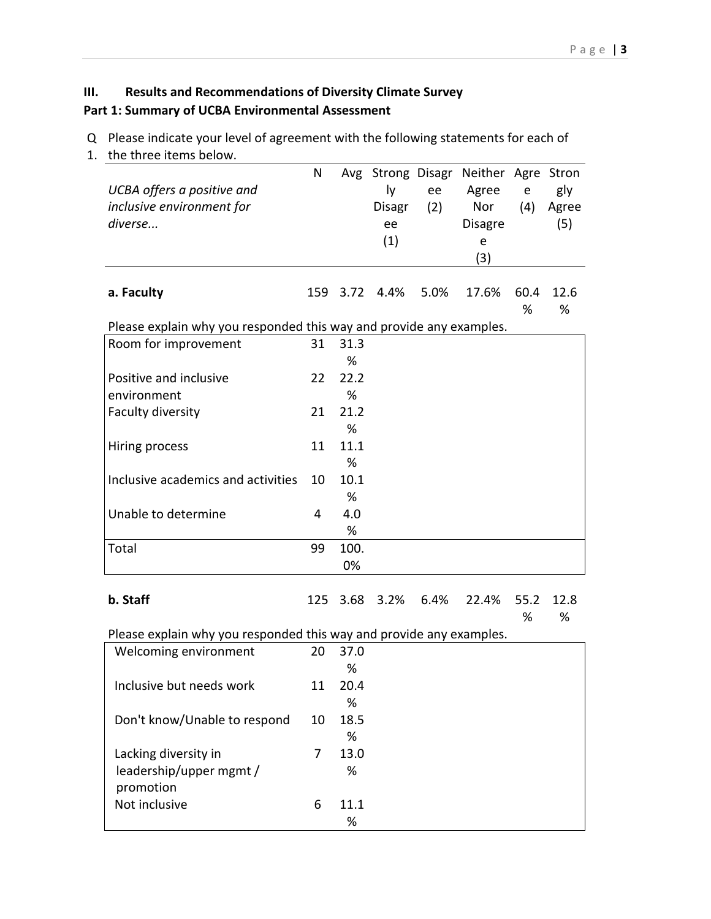## III. Results and Recommendations of Diversity Climate Survey

### Part 1: Summary of UCBA Environmental Assessment

Q1. Please indicate your level of agreement with the following statements for each of the three items below.

| *UCBA offers a positive and inclusive environment for diverse...* | N | Avg | Strongly Disagree (1) | Disagree (2) | Neither Agree Nor Disagree (3) | Agree (4) | Strongly Agree (5) |
|---|---|---|---|---|---|---|---|
| **a. Faculty** | 159 | 3.72 | 4.4% | 5.0% | 17.6% | 60.4% | 12.6% |

Please explain why you responded this way and provide any examples.

| | | |
|---|---|---|
| Room for improvement | 31 | 31.3% |
| Positive and inclusive environment | 22 | 22.2% |
| Faculty diversity | 21 | 21.2% |
| Hiring process | 11 | 11.1% |
| Inclusive academics and activities | 10 | 10.1% |
| Unable to determine | 4 | 4.0% |
| Total | 99 | 100.0% |

| | N | Avg | Strongly Disagree (1) | Disagree (2) | Neither Agree Nor Disagree (3) | Agree (4) | Strongly Agree (5) |
|---|---|---|---|---|---|---|---|
| **b. Staff** | 125 | 3.68 | 3.2% | 6.4% | 22.4% | 55.2% | 12.8% |

Please explain why you responded this way and provide any examples.

| | | |
|---|---|---|
| Welcoming environment | 20 | 37.0% |
| Inclusive but needs work | 11 | 20.4% |
| Don't know/Unable to respond | 10 | 18.5% |
| Lacking diversity in leadership/upper mgmt / promotion | 7 | 13.0% |
| Not inclusive | 6 | 11.1% |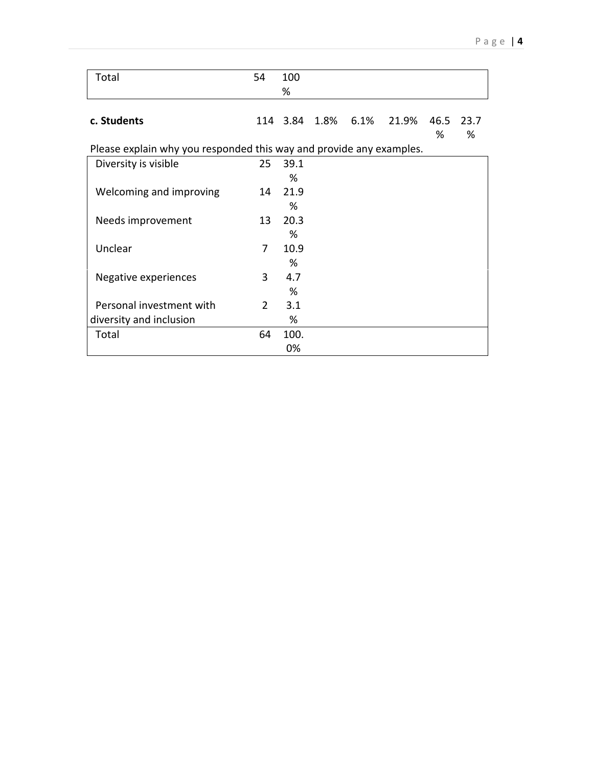| Total | 54 | 100% |
|---|---|---|

| c. Students | 114 | 3.84 | 1.8% | 6.1% | 21.9% | 46.5% | 23.7% |
|---|---|---|---|---|---|---|---|

Please explain why you responded this way and provide any examples.

| | | |
|---|---|---|
| Diversity is visible | 25 | 39.1% |
| Welcoming and improving | 14 | 21.9% |
| Needs improvement | 13 | 20.3% |
| Unclear | 7 | 10.9% |
| Negative experiences | 3 | 4.7% |
| Personal investment with diversity and inclusion | 2 | 3.1% |
| Total | 64 | 100.0% |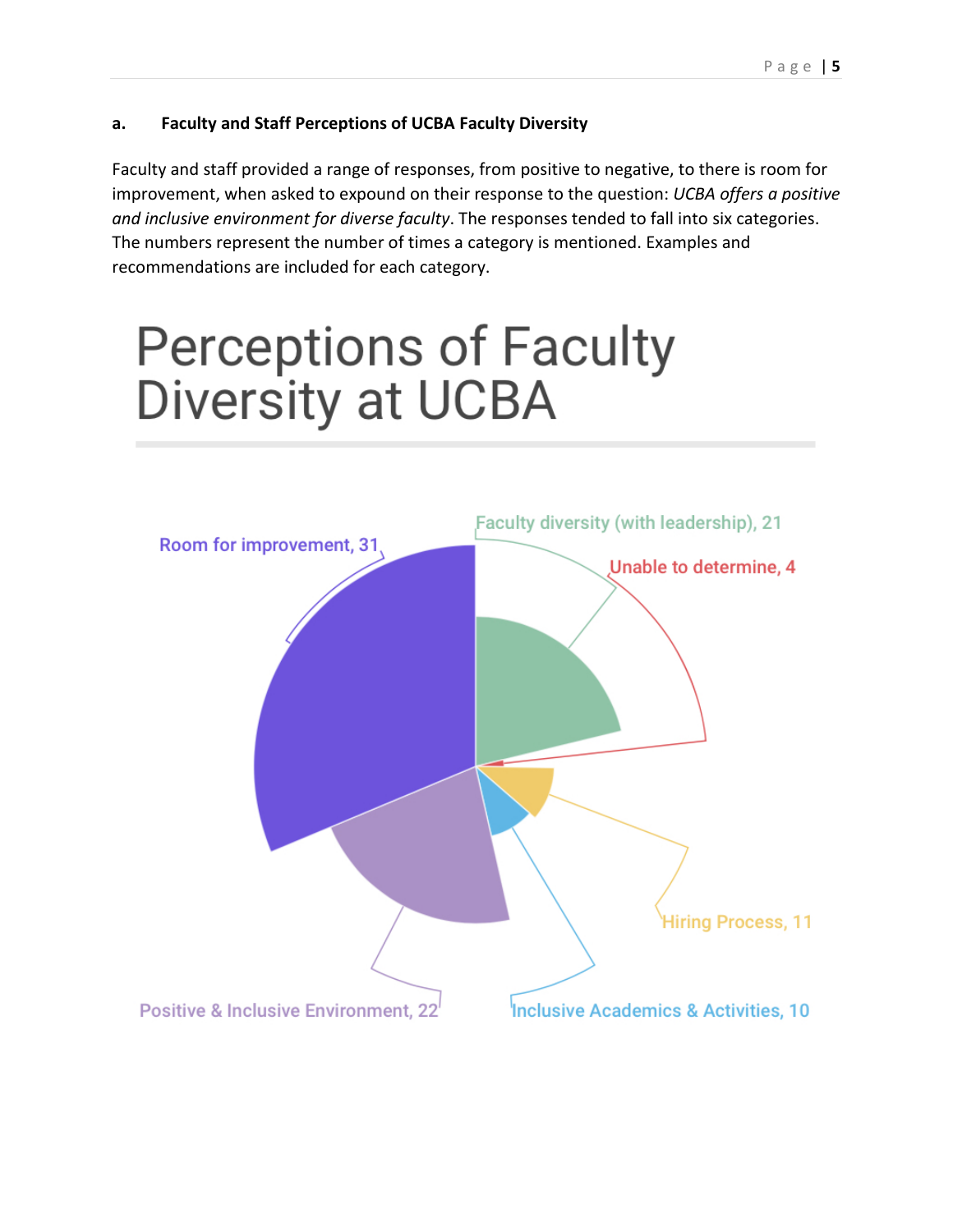### a. Faculty and Staff Perceptions of UCBA Faculty Diversity

Faculty and staff provided a range of responses, from positive to negative, to there is room for improvement, when asked to expound on their response to the question: *UCBA offers a positive and inclusive environment for diverse faculty*. The responses tended to fall into six categories. The numbers represent the number of times a category is mentioned. Examples and recommendations are included for each category.

Perceptions of Faculty Diversity at UCBA

- Room for improvement, 31
- Faculty diversity (with leadership), 21
- Unable to determine, 4
- Hiring Process, 11
- Inclusive Academics & Activities, 10
- Positive & Inclusive Environment, 22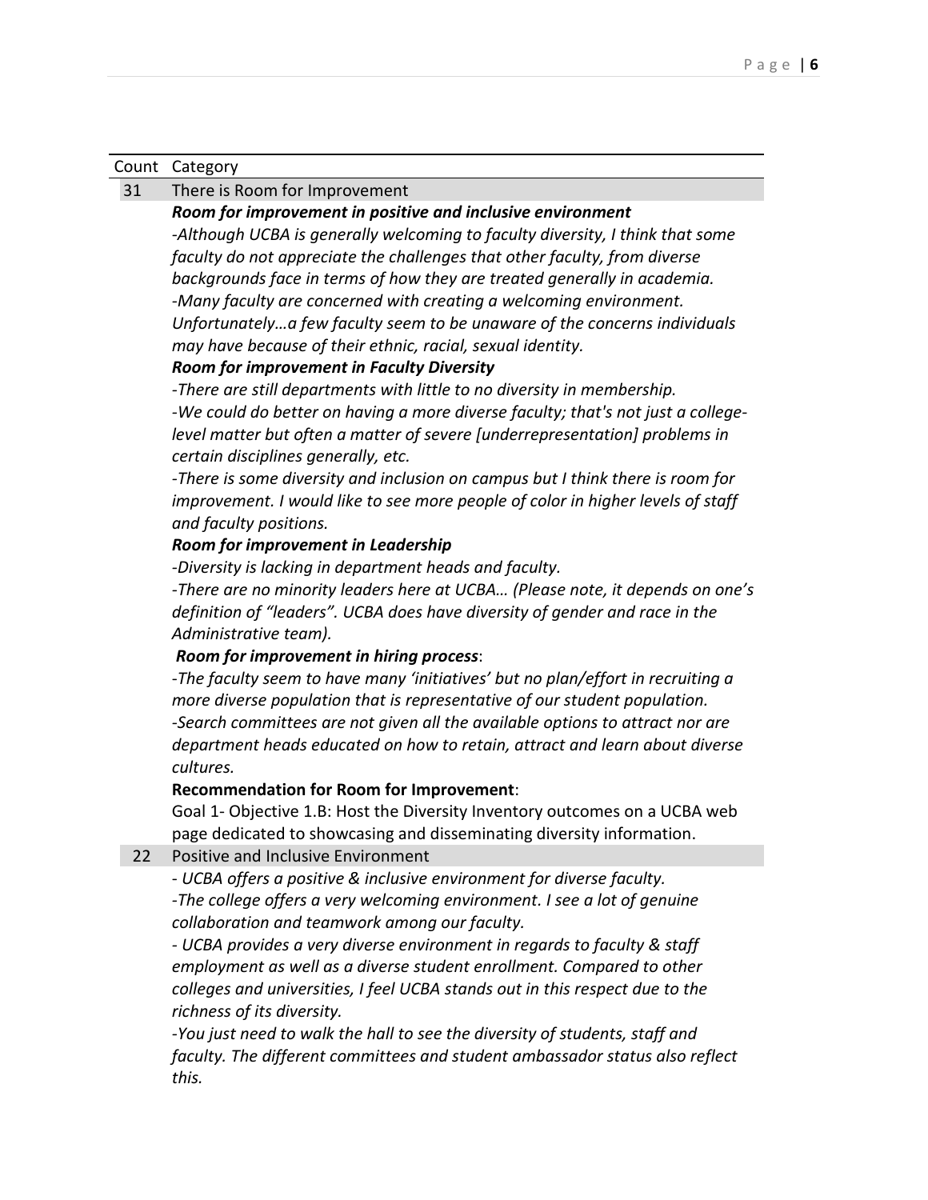| Count | Category |
|---|---|
| 31 | There is Room for Improvement |
| | ***Room for improvement in positive and inclusive environment***<br>*-Although UCBA is generally welcoming to faculty diversity, I think that some faculty do not appreciate the challenges that other faculty, from diverse backgrounds face in terms of how they are treated generally in academia.*<br>*-Many faculty are concerned with creating a welcoming environment. Unfortunately…a few faculty seem to be unaware of the concerns individuals may have because of their ethnic, racial, sexual identity.*<br>***Room for improvement in Faculty Diversity***<br>*-There are still departments with little to no diversity in membership.*<br>*-We could do better on having a more diverse faculty; that's not just a college-level matter but often a matter of severe [underrepresentation] problems in certain disciplines generally, etc.*<br>*-There is some diversity and inclusion on campus but I think there is room for improvement. I would like to see more people of color in higher levels of staff and faculty positions.*<br>***Room for improvement in Leadership***<br>*-Diversity is lacking in department heads and faculty.*<br>*-There are no minority leaders here at UCBA… (Please note, it depends on one's definition of "leaders". UCBA does have diversity of gender and race in the Administrative team).*<br>***Room for improvement in hiring process***:<br>*-The faculty seem to have many 'initiatives' but no plan/effort in recruiting a more diverse population that is representative of our student population.*<br>*-Search committees are not given all the available options to attract nor are department heads educated on how to retain, attract and learn about diverse cultures.*<br>**Recommendation for Room for Improvement**:<br>Goal 1- Objective 1.B: Host the Diversity Inventory outcomes on a UCBA web page dedicated to showcasing and disseminating diversity information. |
| 22 | Positive and Inclusive Environment |
| | *- UCBA offers a positive & inclusive environment for diverse faculty.*<br>*-The college offers a very welcoming environment. I see a lot of genuine collaboration and teamwork among our faculty.*<br>*- UCBA provides a very diverse environment in regards to faculty & staff employment as well as a diverse student enrollment. Compared to other colleges and universities, I feel UCBA stands out in this respect due to the richness of its diversity.*<br>*-You just need to walk the hall to see the diversity of students, staff and faculty. The different committees and student ambassador status also reflect this.* |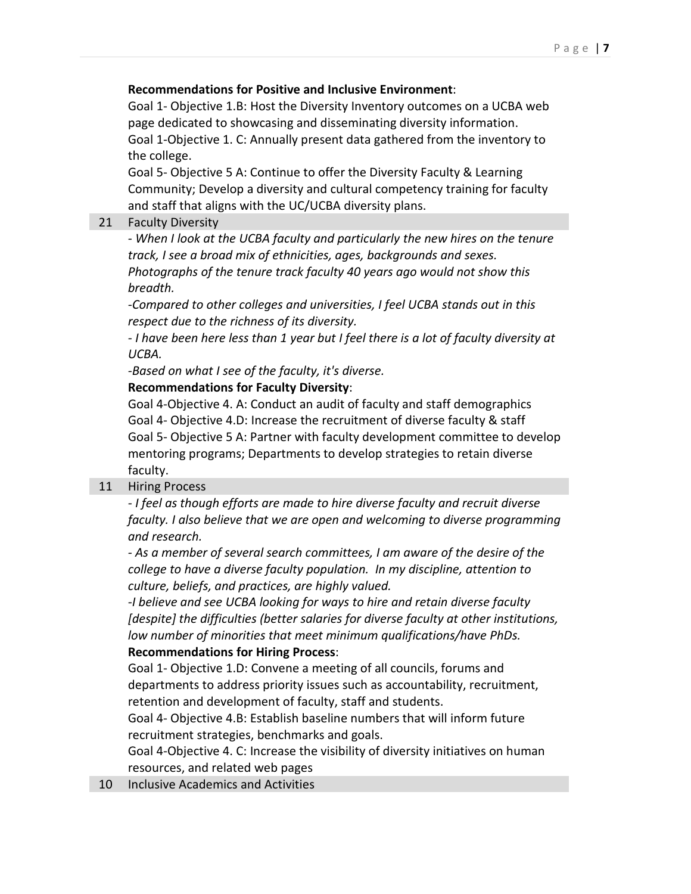**Recommendations for Positive and Inclusive Environment**:

Goal 1- Objective 1.B: Host the Diversity Inventory outcomes on a UCBA web page dedicated to showcasing and disseminating diversity information.

Goal 1-Objective 1. C: Annually present data gathered from the inventory to the college.

Goal 5- Objective 5 A: Continue to offer the Diversity Faculty & Learning Community; Develop a diversity and cultural competency training for faculty and staff that aligns with the UC/UCBA diversity plans.

| 21 | Faculty Diversity |
|---|---|

*- When I look at the UCBA faculty and particularly the new hires on the tenure track, I see a broad mix of ethnicities, ages, backgrounds and sexes. Photographs of the tenure track faculty 40 years ago would not show this breadth.*

*-Compared to other colleges and universities, I feel UCBA stands out in this respect due to the richness of its diversity.*

*- I have been here less than 1 year but I feel there is a lot of faculty diversity at UCBA.*

*-Based on what I see of the faculty, it's diverse.*

**Recommendations for Faculty Diversity**:

Goal 4-Objective 4. A: Conduct an audit of faculty and staff demographics

Goal 4- Objective 4.D: Increase the recruitment of diverse faculty & staff

Goal 5- Objective 5 A: Partner with faculty development committee to develop mentoring programs; Departments to develop strategies to retain diverse faculty.

| 11 | Hiring Process |
|---|---|

*- I feel as though efforts are made to hire diverse faculty and recruit diverse faculty. I also believe that we are open and welcoming to diverse programming and research.*

*- As a member of several search committees, I am aware of the desire of the college to have a diverse faculty population. In my discipline, attention to culture, beliefs, and practices, are highly valued.*

*-I believe and see UCBA looking for ways to hire and retain diverse faculty [despite] the difficulties (better salaries for diverse faculty at other institutions, low number of minorities that meet minimum qualifications/have PhDs.*

**Recommendations for Hiring Process**:

Goal 1- Objective 1.D: Convene a meeting of all councils, forums and departments to address priority issues such as accountability, recruitment, retention and development of faculty, staff and students.

Goal 4- Objective 4.B: Establish baseline numbers that will inform future recruitment strategies, benchmarks and goals.

Goal 4-Objective 4. C: Increase the visibility of diversity initiatives on human resources, and related web pages

| 10 | Inclusive Academics and Activities |
|---|---|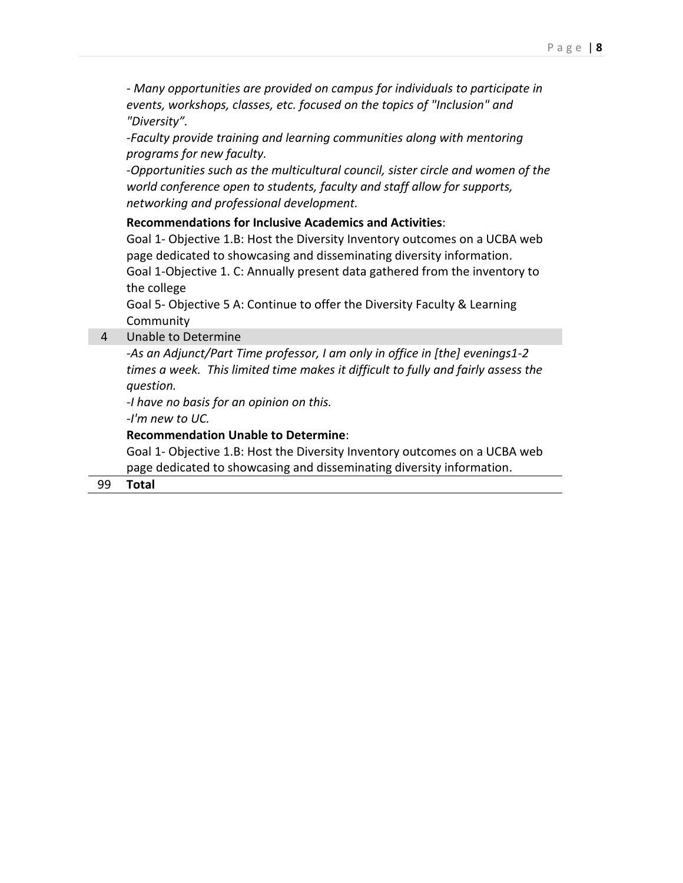| | |
|---|---|
| | *- Many opportunities are provided on campus for individuals to participate in events, workshops, classes, etc. focused on the topics of "Inclusion" and "Diversity".*<br>*-Faculty provide training and learning communities along with mentoring programs for new faculty.*<br>*-Opportunities such as the multicultural council, sister circle and women of the world conference open to students, faculty and staff allow for supports, networking and professional development.*<br>**Recommendations for Inclusive Academics and Activities**:<br>Goal 1- Objective 1.B: Host the Diversity Inventory outcomes on a UCBA web page dedicated to showcasing and disseminating diversity information.<br>Goal 1-Objective 1. C: Annually present data gathered from the inventory to the college<br>Goal 5- Objective 5 A: Continue to offer the Diversity Faculty & Learning Community |
| 4 | Unable to Determine |
| | *-As an Adjunct/Part Time professor, I am only in office in [the] evenings1-2 times a week. This limited time makes it difficult to fully and fairly assess the question.*<br>*-I have no basis for an opinion on this.*<br>*-I'm new to UC.*<br>**Recommendation Unable to Determine**:<br>Goal 1- Objective 1.B: Host the Diversity Inventory outcomes on a UCBA web page dedicated to showcasing and disseminating diversity information. |
| 99 | **Total** |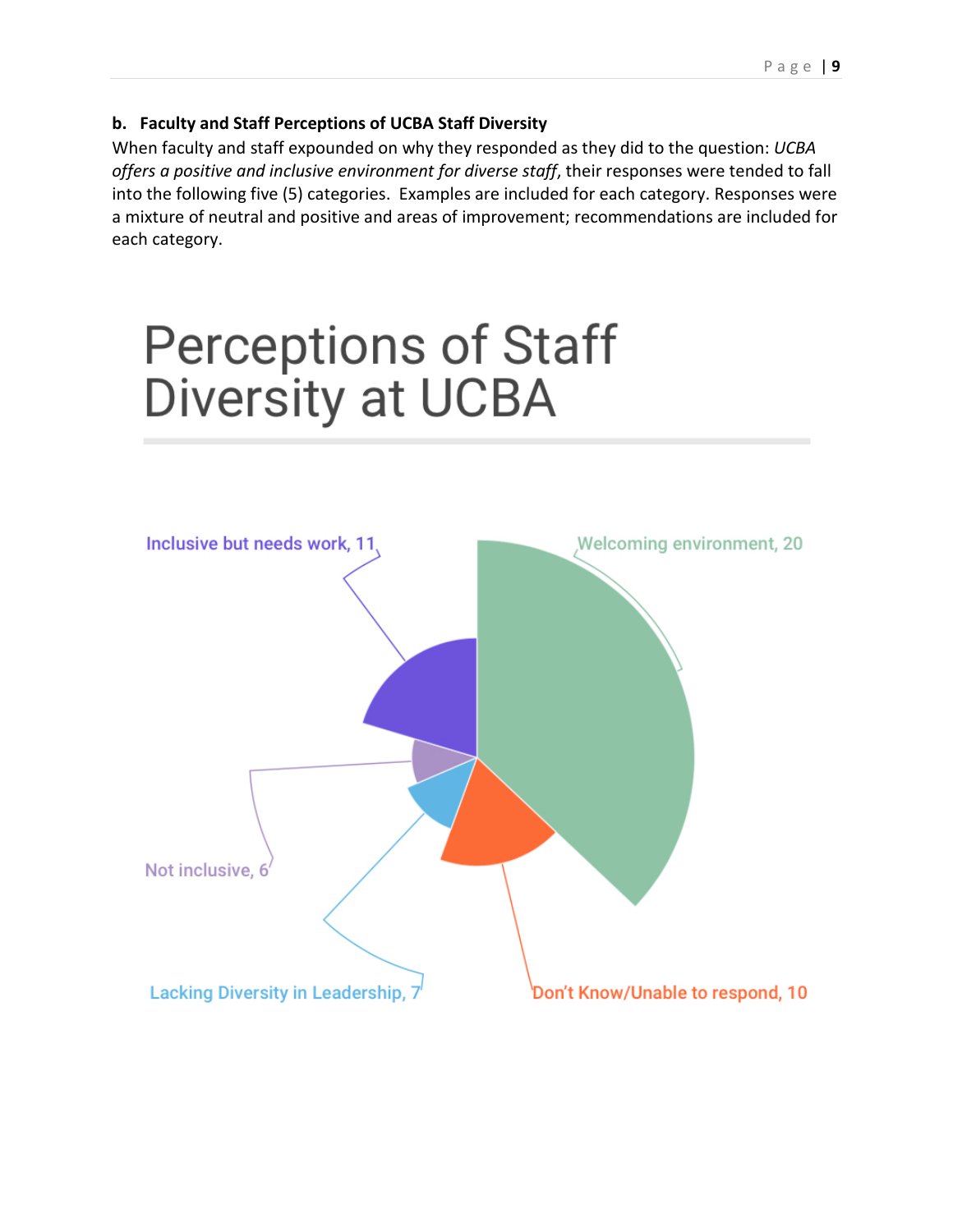### b. Faculty and Staff Perceptions of UCBA Staff Diversity

When faculty and staff expounded on why they responded as they did to the question: *UCBA offers a positive and inclusive environment for diverse staff*, their responses were tended to fall into the following five (5) categories. Examples are included for each category. Responses were a mixture of neutral and positive and areas of improvement; recommendations are included for each category.

Perceptions of Staff Diversity at UCBA

Inclusive but needs work, 11

Welcoming environment, 20

Not inclusive, 6

Lacking Diversity in Leadership, 7

Don't Know/Unable to respond, 10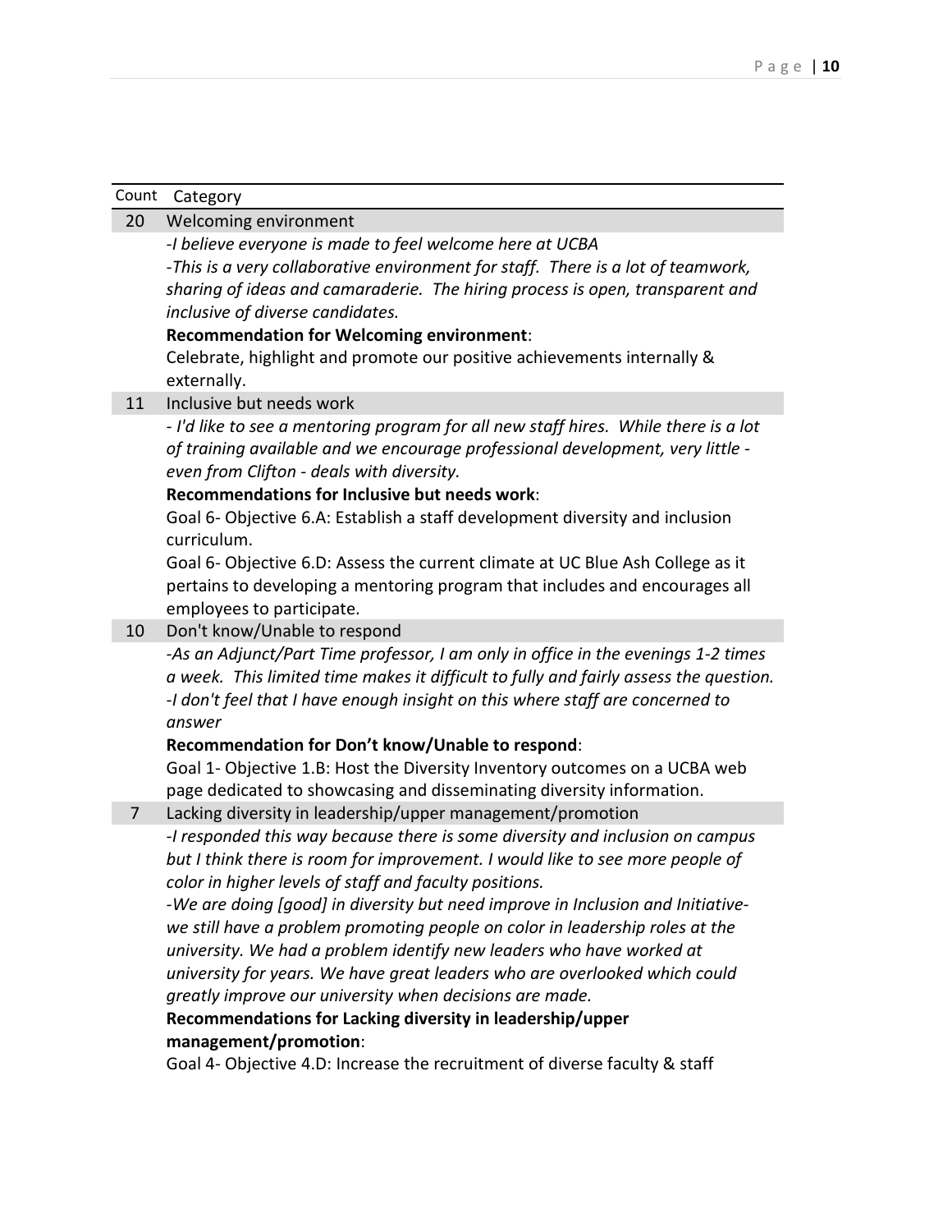| Count | Category |
|---|---|
| 20 | Welcoming environment |
| | *-I believe everyone is made to feel welcome here at UCBA*<br>*-This is a very collaborative environment for staff. There is a lot of teamwork, sharing of ideas and camaraderie. The hiring process is open, transparent and inclusive of diverse candidates.*<br>**Recommendation for Welcoming environment**:<br>Celebrate, highlight and promote our positive achievements internally & externally. |
| 11 | Inclusive but needs work |
| | *- I'd like to see a mentoring program for all new staff hires. While there is a lot of training available and we encourage professional development, very little - even from Clifton - deals with diversity.*<br>**Recommendations for Inclusive but needs work**:<br>Goal 6- Objective 6.A: Establish a staff development diversity and inclusion curriculum.<br>Goal 6- Objective 6.D: Assess the current climate at UC Blue Ash College as it pertains to developing a mentoring program that includes and encourages all employees to participate. |
| 10 | Don't know/Unable to respond |
| | *-As an Adjunct/Part Time professor, I am only in office in the evenings 1-2 times a week. This limited time makes it difficult to fully and fairly assess the question.*<br>*-I don't feel that I have enough insight on this where staff are concerned to answer*<br>**Recommendation for Don't know/Unable to respond**:<br>Goal 1- Objective 1.B: Host the Diversity Inventory outcomes on a UCBA web page dedicated to showcasing and disseminating diversity information. |
| 7 | Lacking diversity in leadership/upper management/promotion |
| | *-I responded this way because there is some diversity and inclusion on campus but I think there is room for improvement. I would like to see more people of color in higher levels of staff and faculty positions.*<br>*-We are doing [good] in diversity but need improve in Inclusion and Initiative- we still have a problem promoting people on color in leadership roles at the university. We had a problem identify new leaders who have worked at university for years. We have great leaders who are overlooked which could greatly improve our university when decisions are made.*<br>**Recommendations for Lacking diversity in leadership/upper management/promotion**:<br>Goal 4- Objective 4.D: Increase the recruitment of diverse faculty & staff |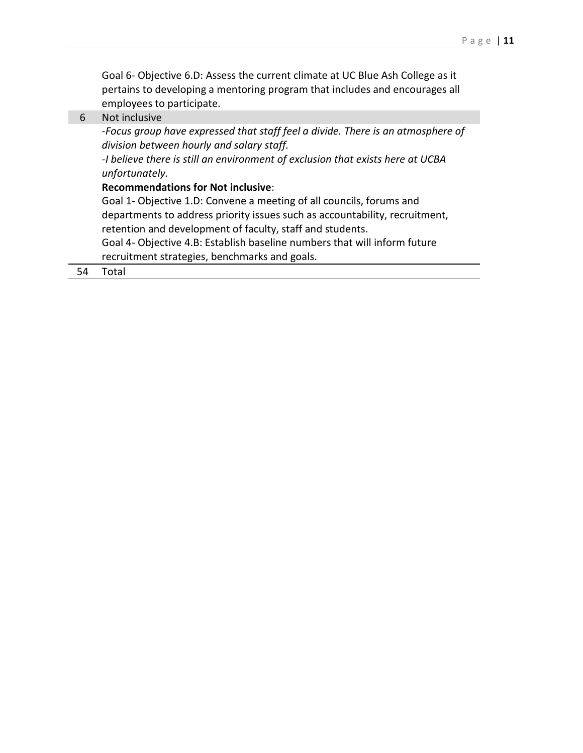| | |
|---|---|
| | Goal 6- Objective 6.D: Assess the current climate at UC Blue Ash College as it pertains to developing a mentoring program that includes and encourages all employees to participate. |
| 6 | Not inclusive |
| | *-Focus group have expressed that staff feel a divide. There is an atmosphere of division between hourly and salary staff.*<br>*-I believe there is still an environment of exclusion that exists here at UCBA unfortunately.*<br>**Recommendations for Not inclusive**:<br>Goal 1- Objective 1.D: Convene a meeting of all councils, forums and departments to address priority issues such as accountability, recruitment, retention and development of faculty, staff and students.<br>Goal 4- Objective 4.B: Establish baseline numbers that will inform future recruitment strategies, benchmarks and goals. |
| 54 | Total |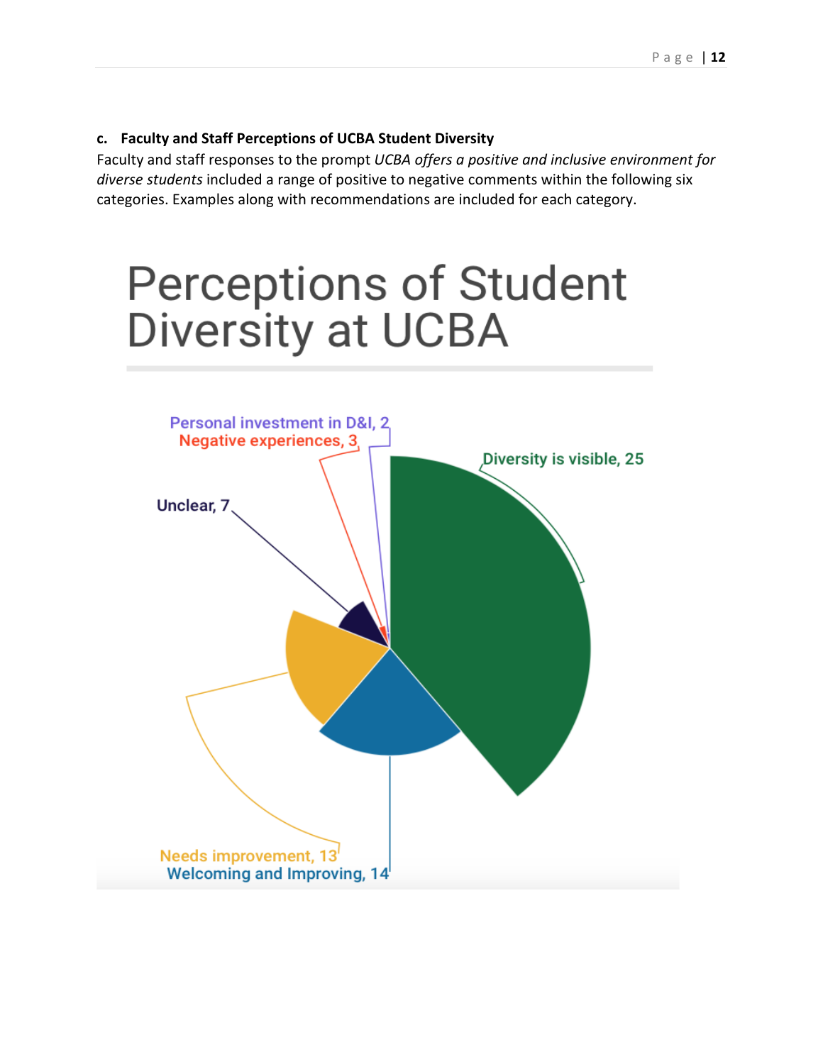### c. Faculty and Staff Perceptions of UCBA Student Diversity

Faculty and staff responses to the prompt *UCBA offers a positive and inclusive environment for diverse students* included a range of positive to negative comments within the following six categories. Examples along with recommendations are included for each category.

## Perceptions of Student Diversity at UCBA

- Diversity is visible, 25
- Welcoming and Improving, 14
- Needs improvement, 13
- Unclear, 7
- Negative experiences, 3
- Personal investment in D&I, 2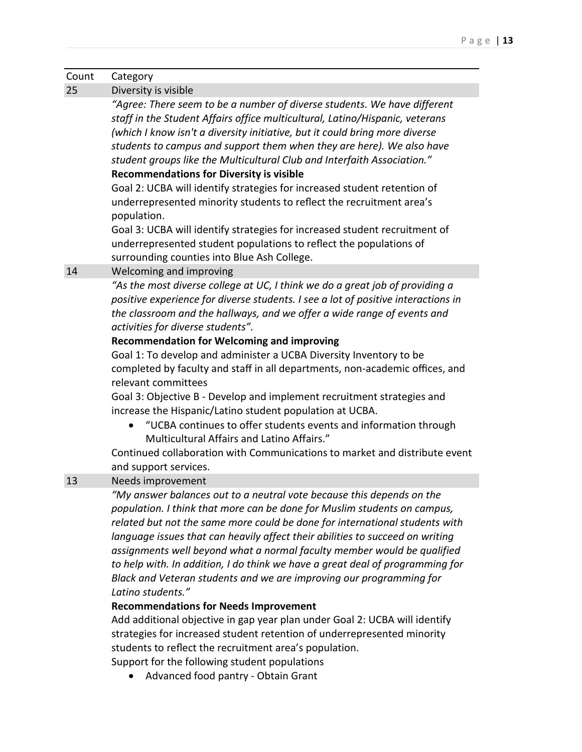| Count | Category |
|---|---|
| 25 | Diversity is visible |

*"Agree: There seem to be a number of diverse students. We have different staff in the Student Affairs office multicultural, Latino/Hispanic, veterans (which I know isn't a diversity initiative, but it could bring more diverse students to campus and support them when they are here). We also have student groups like the Multicultural Club and Interfaith Association."*

**Recommendations for Diversity is visible**

Goal 2: UCBA will identify strategies for increased student retention of underrepresented minority students to reflect the recruitment area's population.

Goal 3: UCBA will identify strategies for increased student recruitment of underrepresented student populations to reflect the populations of surrounding counties into Blue Ash College.

| Count | Category |
|---|---|
| 14 | Welcoming and improving |

*"As the most diverse college at UC, I think we do a great job of providing a positive experience for diverse students. I see a lot of positive interactions in the classroom and the hallways, and we offer a wide range of events and activities for diverse students".*

**Recommendation for Welcoming and improving**

Goal 1: To develop and administer a UCBA Diversity Inventory to be completed by faculty and staff in all departments, non-academic offices, and relevant committees

Goal 3: Objective B - Develop and implement recruitment strategies and increase the Hispanic/Latino student population at UCBA.

- "UCBA continues to offer students events and information through Multicultural Affairs and Latino Affairs."

Continued collaboration with Communications to market and distribute event and support services.

| Count | Category |
|---|---|
| 13 | Needs improvement |

*"My answer balances out to a neutral vote because this depends on the population. I think that more can be done for Muslim students on campus, related but not the same more could be done for international students with language issues that can heavily affect their abilities to succeed on writing assignments well beyond what a normal faculty member would be qualified to help with. In addition, I do think we have a great deal of programming for Black and Veteran students and we are improving our programming for Latino students."*

**Recommendations for Needs Improvement**

Add additional objective in gap year plan under Goal 2: UCBA will identify strategies for increased student retention of underrepresented minority students to reflect the recruitment area's population.

Support for the following student populations

- Advanced food pantry - Obtain Grant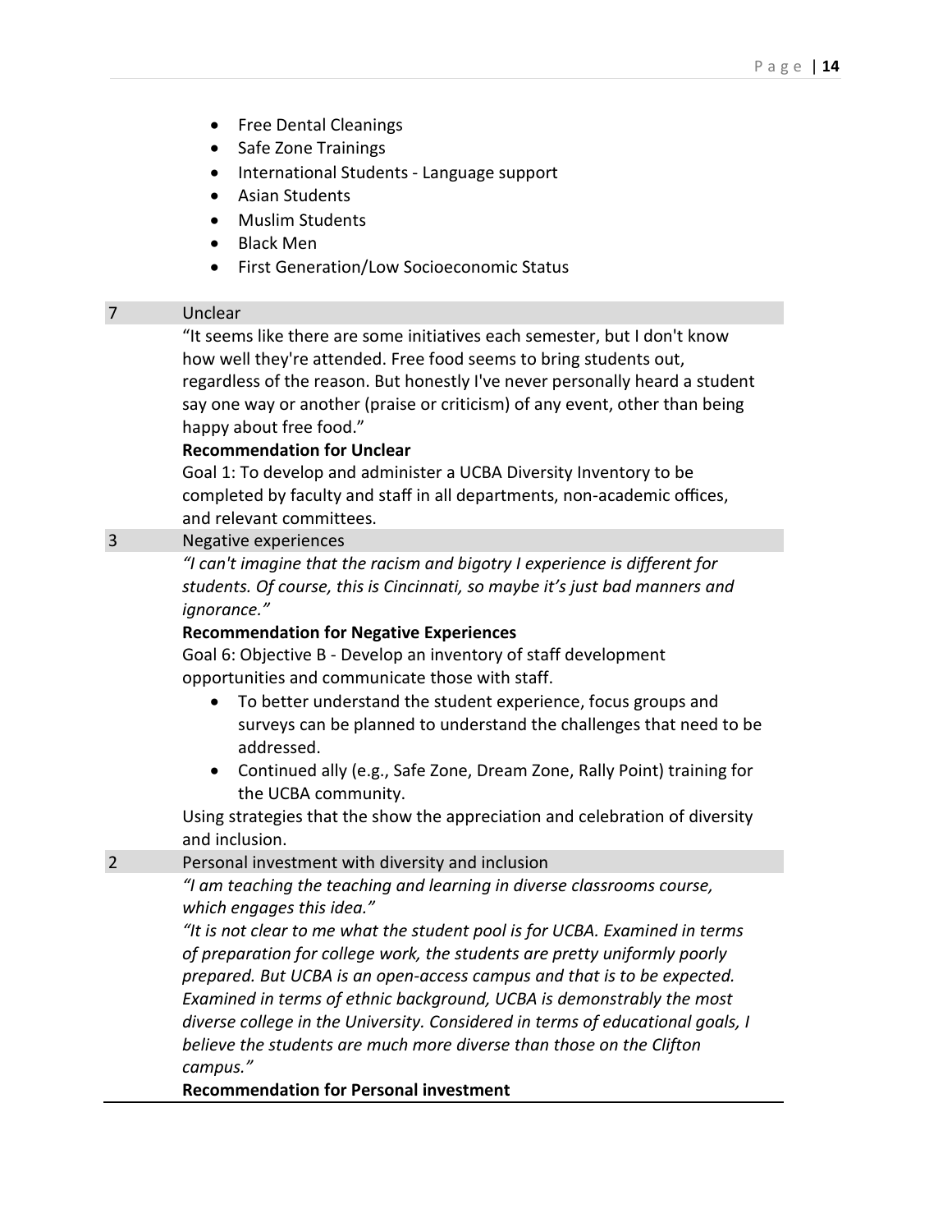- Free Dental Cleanings
- Safe Zone Trainings
- International Students - Language support
- Asian Students
- Muslim Students
- Black Men
- First Generation/Low Socioeconomic Status

| 7 | Unclear |
|---|---|
| | "It seems like there are some initiatives each semester, but I don't know how well they're attended. Free food seems to bring students out, regardless of the reason. But honestly I've never personally heard a student say one way or another (praise or criticism) of any event, other than being happy about free food."<br>**Recommendation for Unclear**<br>Goal 1: To develop and administer a UCBA Diversity Inventory to be completed by faculty and staff in all departments, non-academic offices, and relevant committees. |
| 3 | Negative experiences |
| | *"I can't imagine that the racism and bigotry I experience is different for students. Of course, this is Cincinnati, so maybe it's just bad manners and ignorance."*<br>**Recommendation for Negative Experiences**<br>Goal 6: Objective B - Develop an inventory of staff development opportunities and communicate those with staff.<br>• To better understand the student experience, focus groups and surveys can be planned to understand the challenges that need to be addressed.<br>• Continued ally (e.g., Safe Zone, Dream Zone, Rally Point) training for the UCBA community.<br>Using strategies that the show the appreciation and celebration of diversity and inclusion. |
| 2 | Personal investment with diversity and inclusion |
| | *"I am teaching the teaching and learning in diverse classrooms course, which engages this idea."*<br>*"It is not clear to me what the student pool is for UCBA. Examined in terms of preparation for college work, the students are pretty uniformly poorly prepared. But UCBA is an open-access campus and that is to be expected. Examined in terms of ethnic background, UCBA is demonstrably the most diverse college in the University. Considered in terms of educational goals, I believe the students are much more diverse than those on the Clifton campus."*<br>**Recommendation for Personal investment** |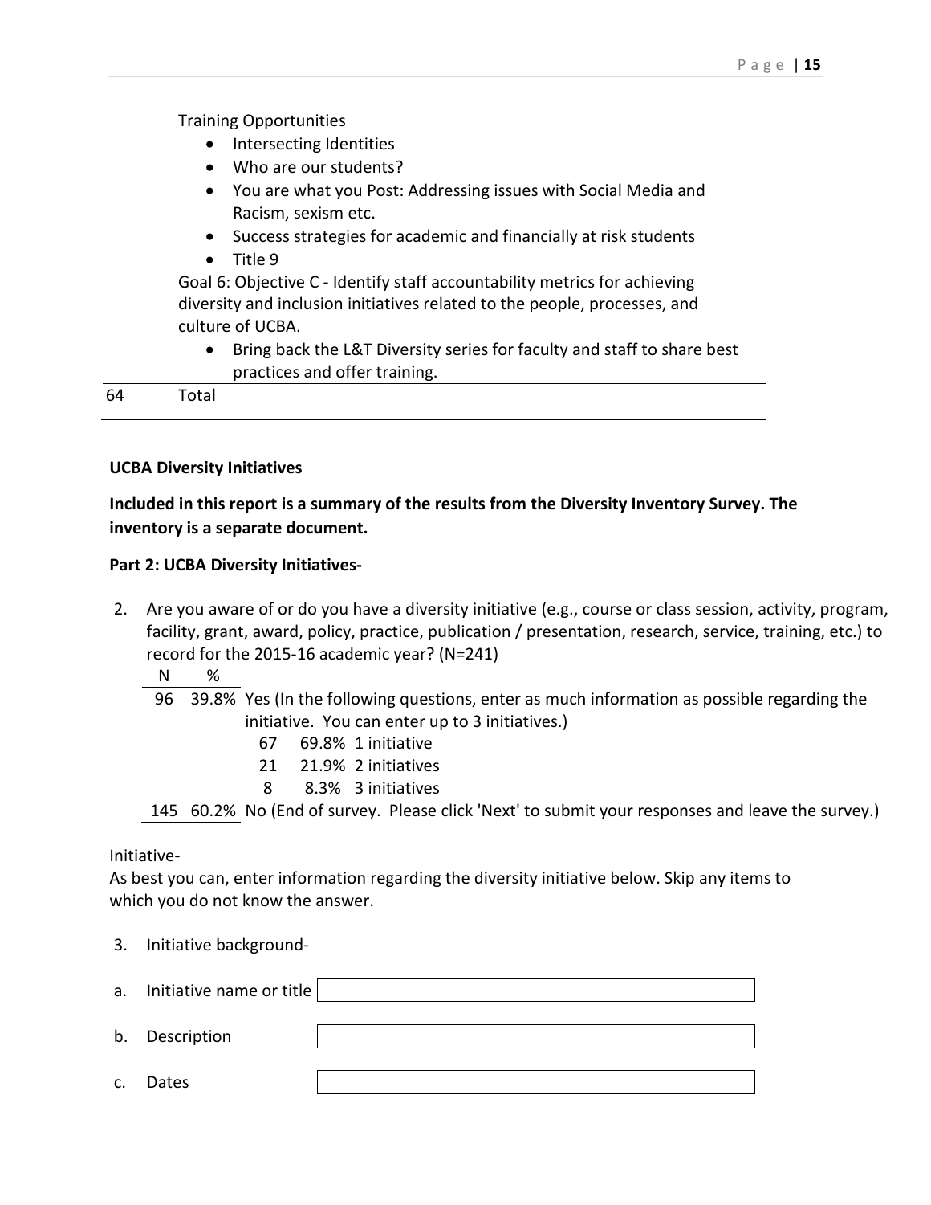| | |
|---|---|
| | Training Opportunities<br>• Intersecting Identities<br>• Who are our students?<br>• You are what you Post: Addressing issues with Social Media and Racism, sexism etc.<br>• Success strategies for academic and financially at risk students<br>• Title 9<br>Goal 6: Objective C - Identify staff accountability metrics for achieving diversity and inclusion initiatives related to the people, processes, and culture of UCBA.<br>• Bring back the L&T Diversity series for faculty and staff to share best practices and offer training. |
| 64 | Total |

**UCBA Diversity Initiatives**

**Included in this report is a summary of the results from the Diversity Inventory Survey. The inventory is a separate document.**

**Part 2: UCBA Diversity Initiatives-**

2. Are you aware of or do you have a diversity initiative (e.g., course or class session, activity, program, facility, grant, award, policy, practice, publication / presentation, research, service, training, etc.) to record for the 2015-16 academic year? (N=241)

| N | % | |
|---|---|---|
| 96 | 39.8% | Yes (In the following questions, enter as much information as possible regarding the initiative. You can enter up to 3 initiatives.)<br>67 69.8% 1 initiative<br>21 21.9% 2 initiatives<br>8 8.3% 3 initiatives |
| 145 | 60.2% | No (End of survey. Please click 'Next' to submit your responses and leave the survey.) |

Initiative-

As best you can, enter information regarding the diversity initiative below. Skip any items to which you do not know the answer.

3. Initiative background-

a. Initiative name or title

b. Description

c. Dates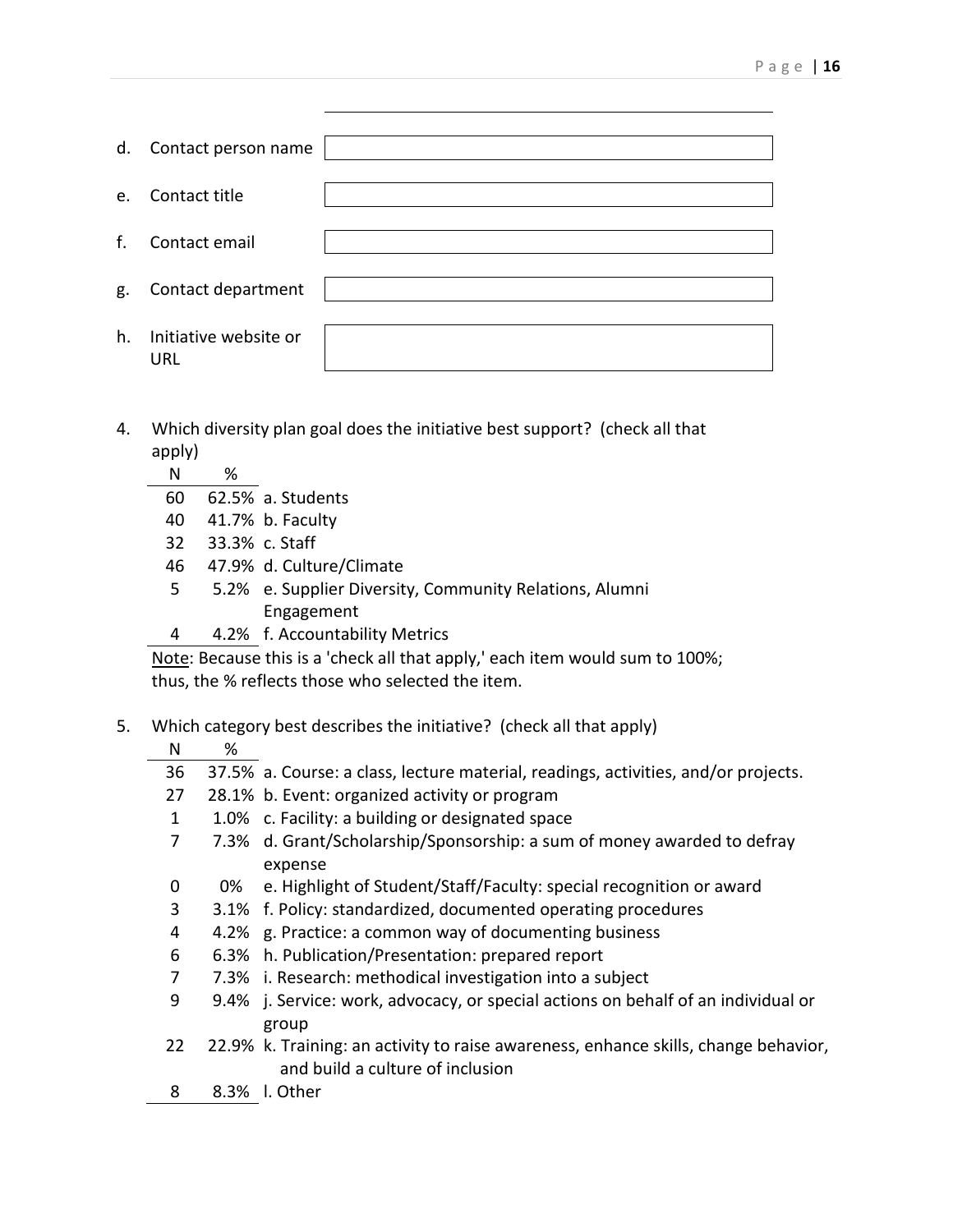d. Contact person name

e. Contact title

f. Contact email

g. Contact department

h. Initiative website or URL

4. Which diversity plan goal does the initiative best support? (check all that apply)

| N | % | |
|---|---|---|
| 60 | 62.5% | a. Students |
| 40 | 41.7% | b. Faculty |
| 32 | 33.3% | c. Staff |
| 46 | 47.9% | d. Culture/Climate |
| 5 | 5.2% | e. Supplier Diversity, Community Relations, Alumni Engagement |
| 4 | 4.2% | f. Accountability Metrics |

Note: Because this is a 'check all that apply,' each item would sum to 100%; thus, the % reflects those who selected the item.

5. Which category best describes the initiative? (check all that apply)

| N | % | |
|---|---|---|
| 36 | 37.5% | a. Course: a class, lecture material, readings, activities, and/or projects. |
| 27 | 28.1% | b. Event: organized activity or program |
| 1 | 1.0% | c. Facility: a building or designated space |
| 7 | 7.3% | d. Grant/Scholarship/Sponsorship: a sum of money awarded to defray expense |
| 0 | 0% | e. Highlight of Student/Staff/Faculty: special recognition or award |
| 3 | 3.1% | f. Policy: standardized, documented operating procedures |
| 4 | 4.2% | g. Practice: a common way of documenting business |
| 6 | 6.3% | h. Publication/Presentation: prepared report |
| 7 | 7.3% | i. Research: methodical investigation into a subject |
| 9 | 9.4% | j. Service: work, advocacy, or special actions on behalf of an individual or group |
| 22 | 22.9% | k. Training: an activity to raise awareness, enhance skills, change behavior, and build a culture of inclusion |
| 8 | 8.3% | l. Other |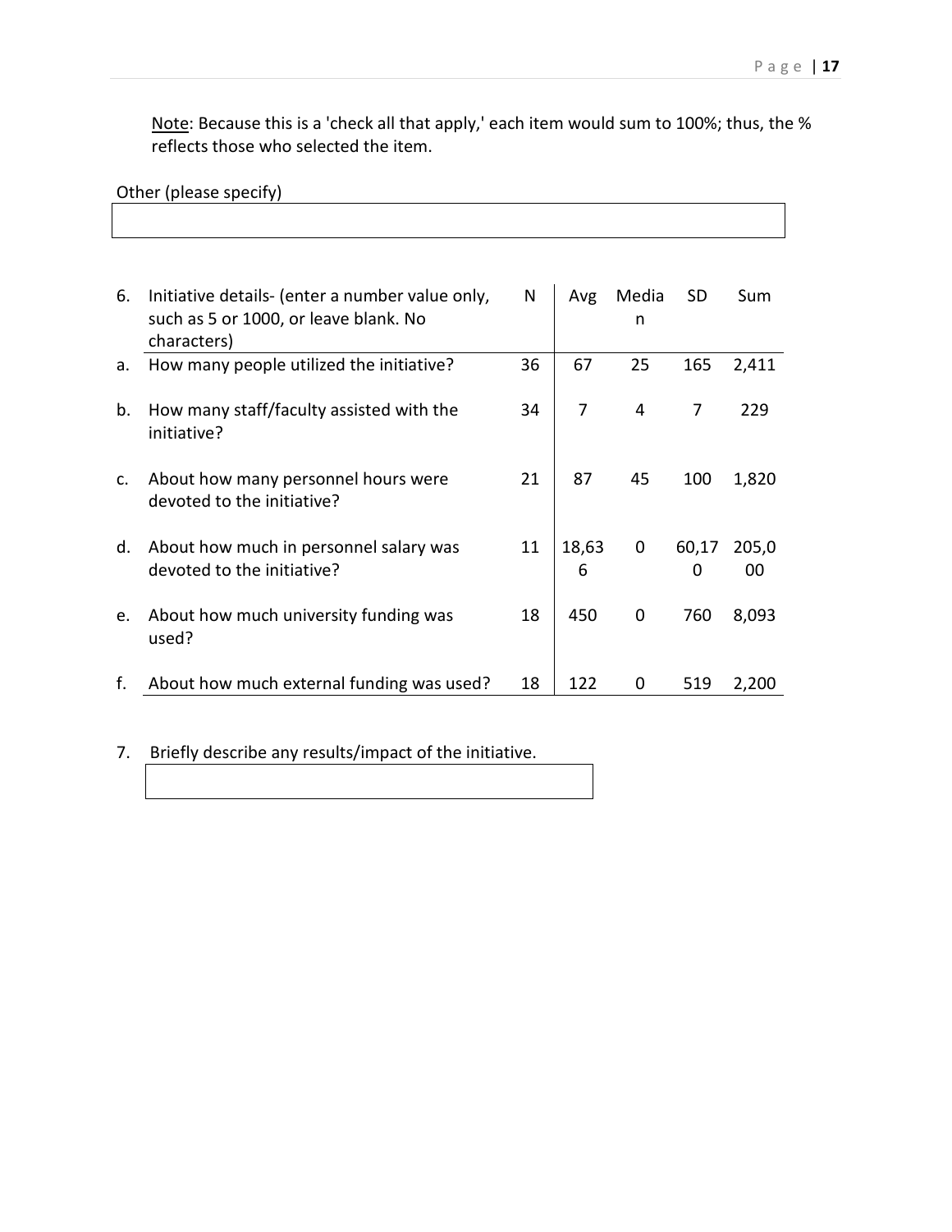Note: Because this is a 'check all that apply,' each item would sum to 100%; thus, the % reflects those who selected the item.

Other (please specify)

| 6. | Initiative details- (enter a number value only, such as 5 or 1000, or leave blank. No characters) | N | Avg | Median | SD | Sum |
|---|---|---|---|---|---|---|
| a. | How many people utilized the initiative? | 36 | 67 | 25 | 165 | 2,411 |
| b. | How many staff/faculty assisted with the initiative? | 34 | 7 | 4 | 7 | 229 |
| c. | About how many personnel hours were devoted to the initiative? | 21 | 87 | 45 | 100 | 1,820 |
| d. | About how much in personnel salary was devoted to the initiative? | 11 | 18,636 | 0 | 60,170 | 205,000 |
| e. | About how much university funding was used? | 18 | 450 | 0 | 760 | 8,093 |
| f. | About how much external funding was used? | 18 | 122 | 0 | 519 | 2,200 |

7. Briefly describe any results/impact of the initiative.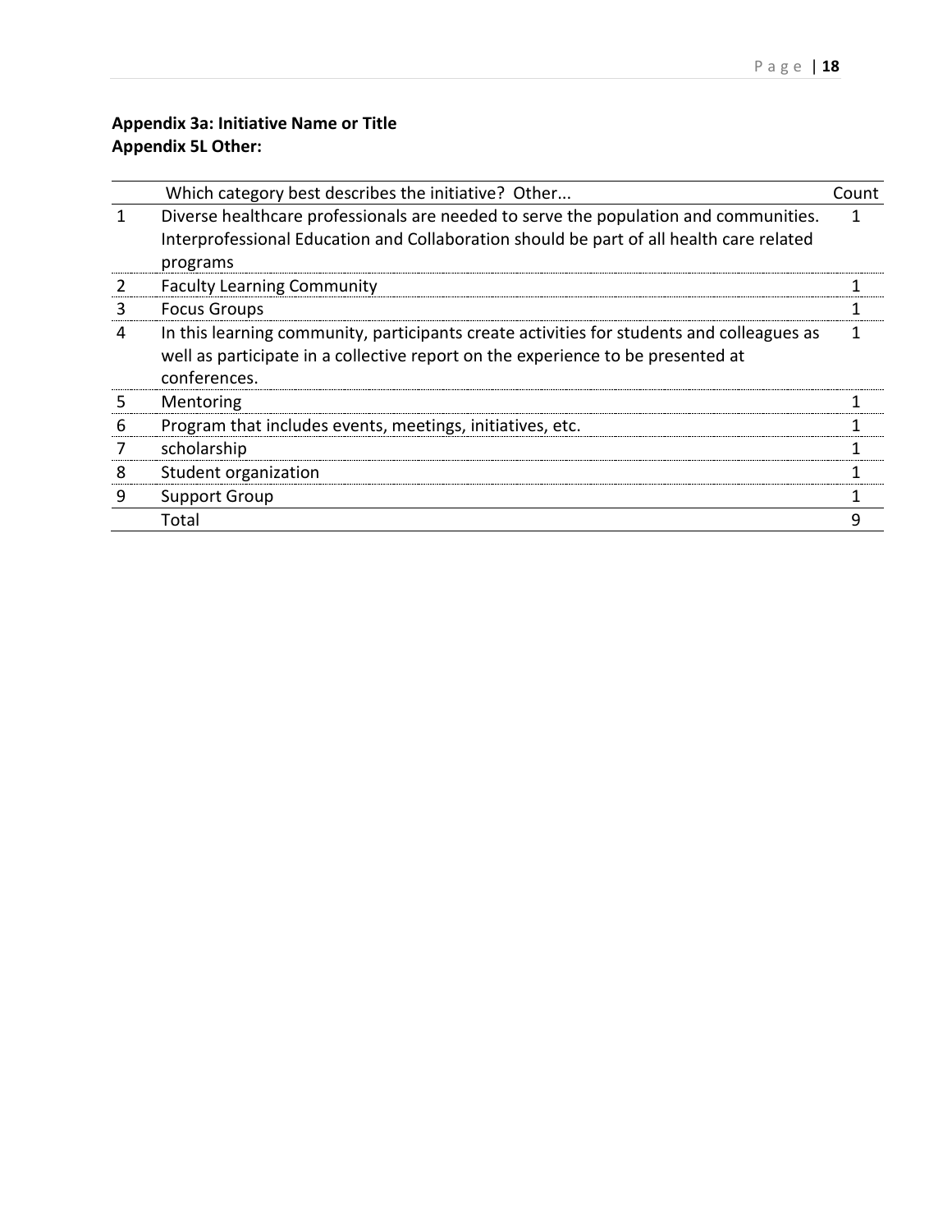**Appendix 3a: Initiative Name or Title**
**Appendix 5L Other:**

| | Which category best describes the initiative? Other... | Count |
|---|---|---|
| 1 | Diverse healthcare professionals are needed to serve the population and communities. Interprofessional Education and Collaboration should be part of all health care related programs | 1 |
| 2 | Faculty Learning Community | 1 |
| 3 | Focus Groups | 1 |
| 4 | In this learning community, participants create activities for students and colleagues as well as participate in a collective report on the experience to be presented at conferences. | 1 |
| 5 | Mentoring | 1 |
| 6 | Program that includes events, meetings, initiatives, etc. | 1 |
| 7 | scholarship | 1 |
| 8 | Student organization | 1 |
| 9 | Support Group | 1 |
| | Total | 9 |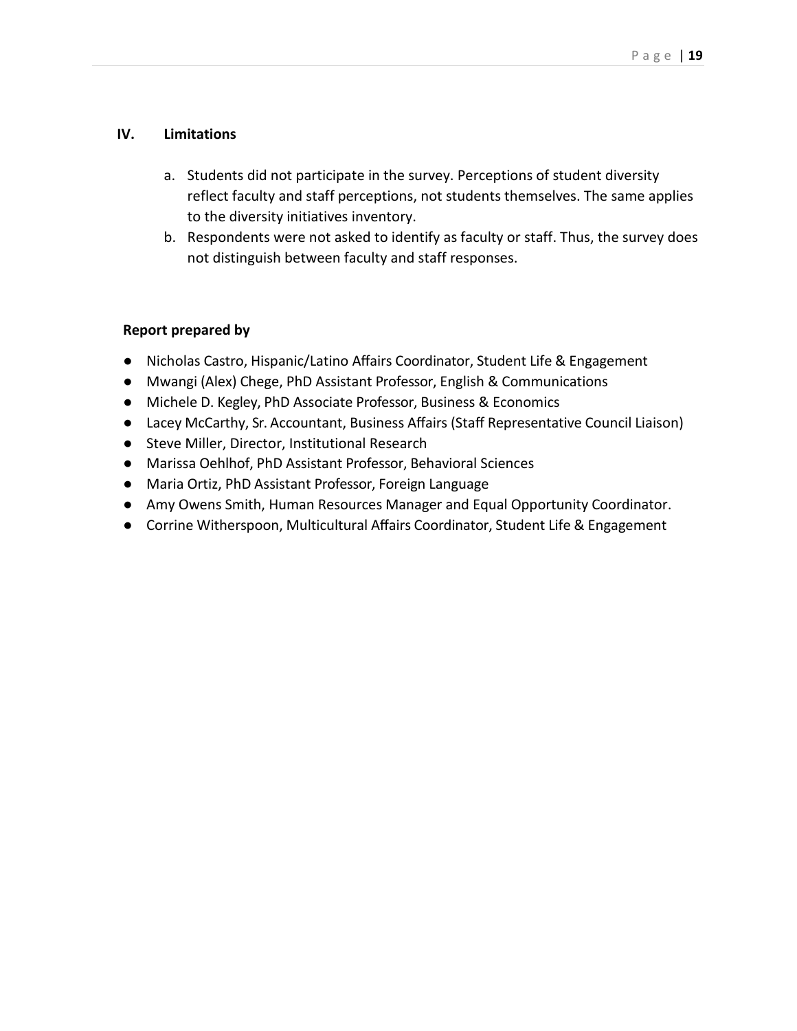## IV. Limitations

a. Students did not participate in the survey. Perceptions of student diversity reflect faculty and staff perceptions, not students themselves. The same applies to the diversity initiatives inventory.

b. Respondents were not asked to identify as faculty or staff. Thus, the survey does not distinguish between faculty and staff responses.

**Report prepared by**

- Nicholas Castro, Hispanic/Latino Affairs Coordinator, Student Life & Engagement
- Mwangi (Alex) Chege, PhD Assistant Professor, English & Communications
- Michele D. Kegley, PhD Associate Professor, Business & Economics
- Lacey McCarthy, Sr. Accountant, Business Affairs (Staff Representative Council Liaison)
- Steve Miller, Director, Institutional Research
- Marissa Oehlhof, PhD Assistant Professor, Behavioral Sciences
- Maria Ortiz, PhD Assistant Professor, Foreign Language
- Amy Owens Smith, Human Resources Manager and Equal Opportunity Coordinator.
- Corrine Witherspoon, Multicultural Affairs Coordinator, Student Life & Engagement